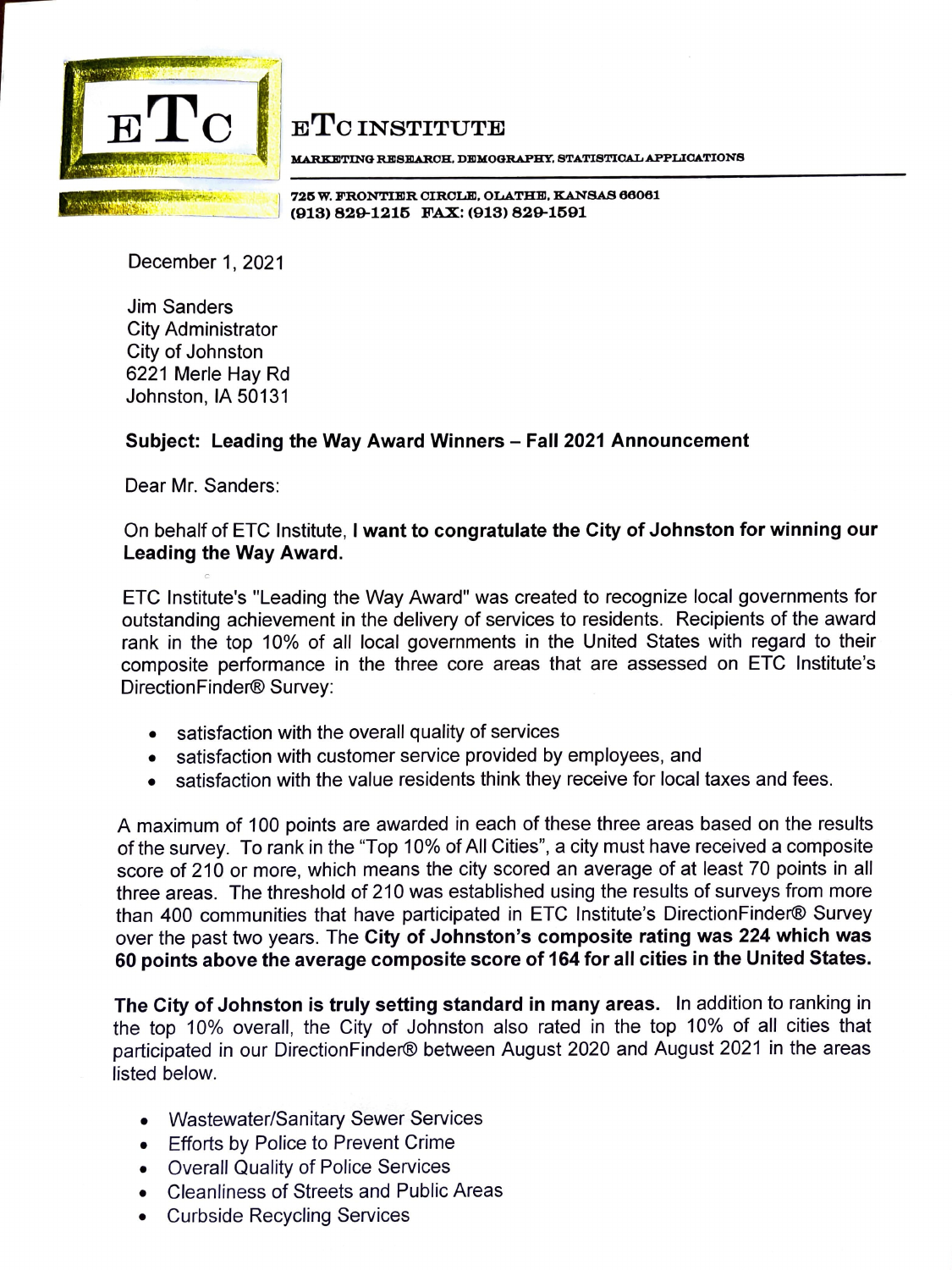# ETC INSTITUTE

MARKETING RESEARCH, DEMOGRAPHY, STATISTICAL APPLICATIONS

725 W. FRONTIER CIRCLE, OLATHE, KANSAS 66061
(913) 829-1215 FAX: (913) 829-1591

December 1, 2021

Jim Sanders
City Administrator
City of Johnston
6221 Merle Hay Rd
Johnston, IA 50131

**Subject: Leading the Way Award Winners – Fall 2021 Announcement**

Dear Mr. Sanders:

On behalf of ETC Institute, **I want to congratulate the City of Johnston for winning our Leading the Way Award.**

ETC Institute's "Leading the Way Award" was created to recognize local governments for outstanding achievement in the delivery of services to residents. Recipients of the award rank in the top 10% of all local governments in the United States with regard to their composite performance in the three core areas that are assessed on ETC Institute's DirectionFinder® Survey:

- satisfaction with the overall quality of services
- satisfaction with customer service provided by employees, and
- satisfaction with the value residents think they receive for local taxes and fees.

A maximum of 100 points are awarded in each of these three areas based on the results of the survey. To rank in the "Top 10% of All Cities", a city must have received a composite score of 210 or more, which means the city scored an average of at least 70 points in all three areas. The threshold of 210 was established using the results of surveys from more than 400 communities that have participated in ETC Institute's DirectionFinder® Survey over the past two years. The **City of Johnston's composite rating was 224 which was 60 points above the average composite score of 164 for all cities in the United States.**

**The City of Johnston is truly setting standard in many areas.** In addition to ranking in the top 10% overall, the City of Johnston also rated in the top 10% of all cities that participated in our DirectionFinder® between August 2020 and August 2021 in the areas listed below.

- Wastewater/Sanitary Sewer Services
- Efforts by Police to Prevent Crime
- Overall Quality of Police Services
- Cleanliness of Streets and Public Areas
- Curbside Recycling Services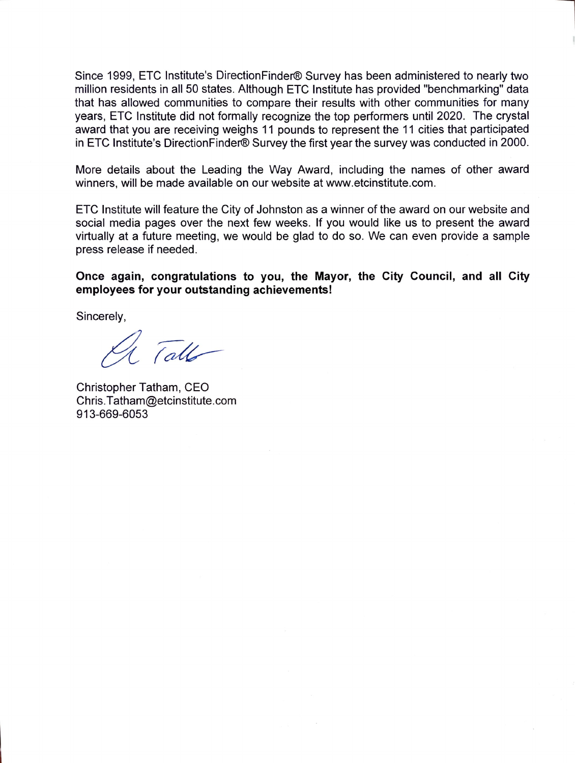Since 1999, ETC Institute's DirectionFinder® Survey has been administered to nearly two million residents in all 50 states. Although ETC Institute has provided "benchmarking" data that has allowed communities to compare their results with other communities for many years, ETC Institute did not formally recognize the top performers until 2020. The crystal award that you are receiving weighs 11 pounds to represent the 11 cities that participated in ETC Institute's DirectionFinder® Survey the first year the survey was conducted in 2000.

More details about the Leading the Way Award, including the names of other award winners, will be made available on our website at www.etcinstitute.com.

ETC Institute will feature the City of Johnston as a winner of the award on our website and social media pages over the next few weeks. If you would like us to present the award virtually at a future meeting, we would be glad to do so. We can even provide a sample press release if needed.

**Once again, congratulations to you, the Mayor, the City Council, and all City employees for your outstanding achievements!**

Sincerely,

Christopher Tatham, CEO
Chris.Tatham@etcinstitute.com
913-669-6053